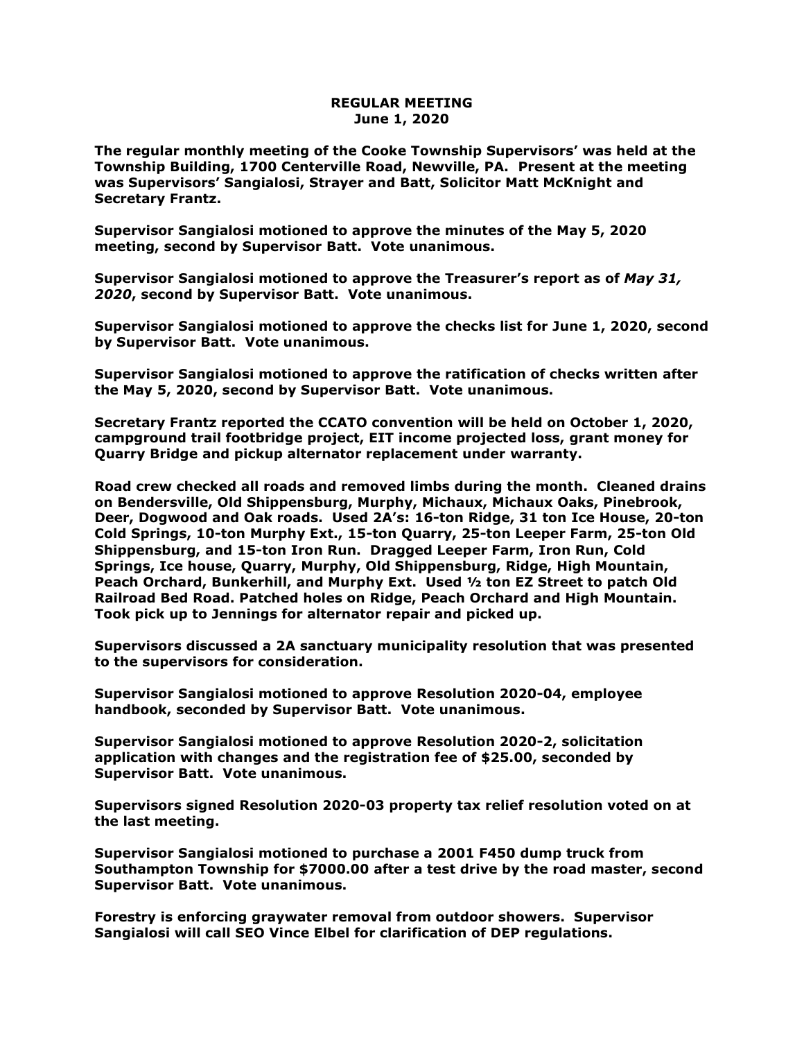**REGULAR MEETING**
**June 1, 2020**

**The regular monthly meeting of the Cooke Township Supervisors' was held at the Township Building, 1700 Centerville Road, Newville, PA. Present at the meeting was Supervisors' Sangialosi, Strayer and Batt, Solicitor Matt McKnight and Secretary Frantz.**

**Supervisor Sangialosi motioned to approve the minutes of the May 5, 2020 meeting, second by Supervisor Batt. Vote unanimous.**

**Supervisor Sangialosi motioned to approve the Treasurer's report as of *May 31, 2020*, second by Supervisor Batt. Vote unanimous.**

**Supervisor Sangialosi motioned to approve the checks list for June 1, 2020, second by Supervisor Batt. Vote unanimous.**

**Supervisor Sangialosi motioned to approve the ratification of checks written after the May 5, 2020, second by Supervisor Batt. Vote unanimous.**

**Secretary Frantz reported the CCATO convention will be held on October 1, 2020, campground trail footbridge project, EIT income projected loss, grant money for Quarry Bridge and pickup alternator replacement under warranty.**

**Road crew checked all roads and removed limbs during the month. Cleaned drains on Bendersville, Old Shippensburg, Murphy, Michaux, Michaux Oaks, Pinebrook, Deer, Dogwood and Oak roads. Used 2A's: 16-ton Ridge, 31 ton Ice House, 20-ton Cold Springs, 10-ton Murphy Ext., 15-ton Quarry, 25-ton Leeper Farm, 25-ton Old Shippensburg, and 15-ton Iron Run. Dragged Leeper Farm, Iron Run, Cold Springs, Ice house, Quarry, Murphy, Old Shippensburg, Ridge, High Mountain, Peach Orchard, Bunkerhill, and Murphy Ext. Used ½ ton EZ Street to patch Old Railroad Bed Road. Patched holes on Ridge, Peach Orchard and High Mountain. Took pick up to Jennings for alternator repair and picked up.**

**Supervisors discussed a 2A sanctuary municipality resolution that was presented to the supervisors for consideration.**

**Supervisor Sangialosi motioned to approve Resolution 2020-04, employee handbook, seconded by Supervisor Batt. Vote unanimous.**

**Supervisor Sangialosi motioned to approve Resolution 2020-2, solicitation application with changes and the registration fee of $25.00, seconded by Supervisor Batt. Vote unanimous.**

**Supervisors signed Resolution 2020-03 property tax relief resolution voted on at the last meeting.**

**Supervisor Sangialosi motioned to purchase a 2001 F450 dump truck from Southampton Township for $7000.00 after a test drive by the road master, second Supervisor Batt. Vote unanimous.**

**Forestry is enforcing graywater removal from outdoor showers. Supervisor Sangialosi will call SEO Vince Elbel for clarification of DEP regulations.**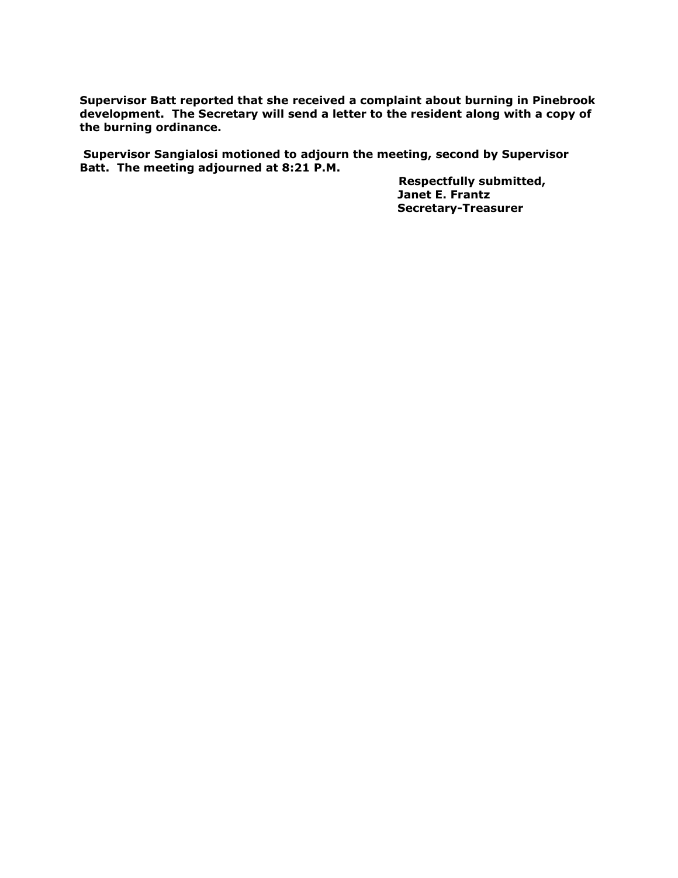**Supervisor Batt reported that she received a complaint about burning in Pinebrook development. The Secretary will send a letter to the resident along with a copy of the burning ordinance.**

**Supervisor Sangialosi motioned to adjourn the meeting, second by Supervisor Batt. The meeting adjourned at 8:21 P.M.**

**Respectfully submitted,**
**Janet E. Frantz**
**Secretary-Treasurer**